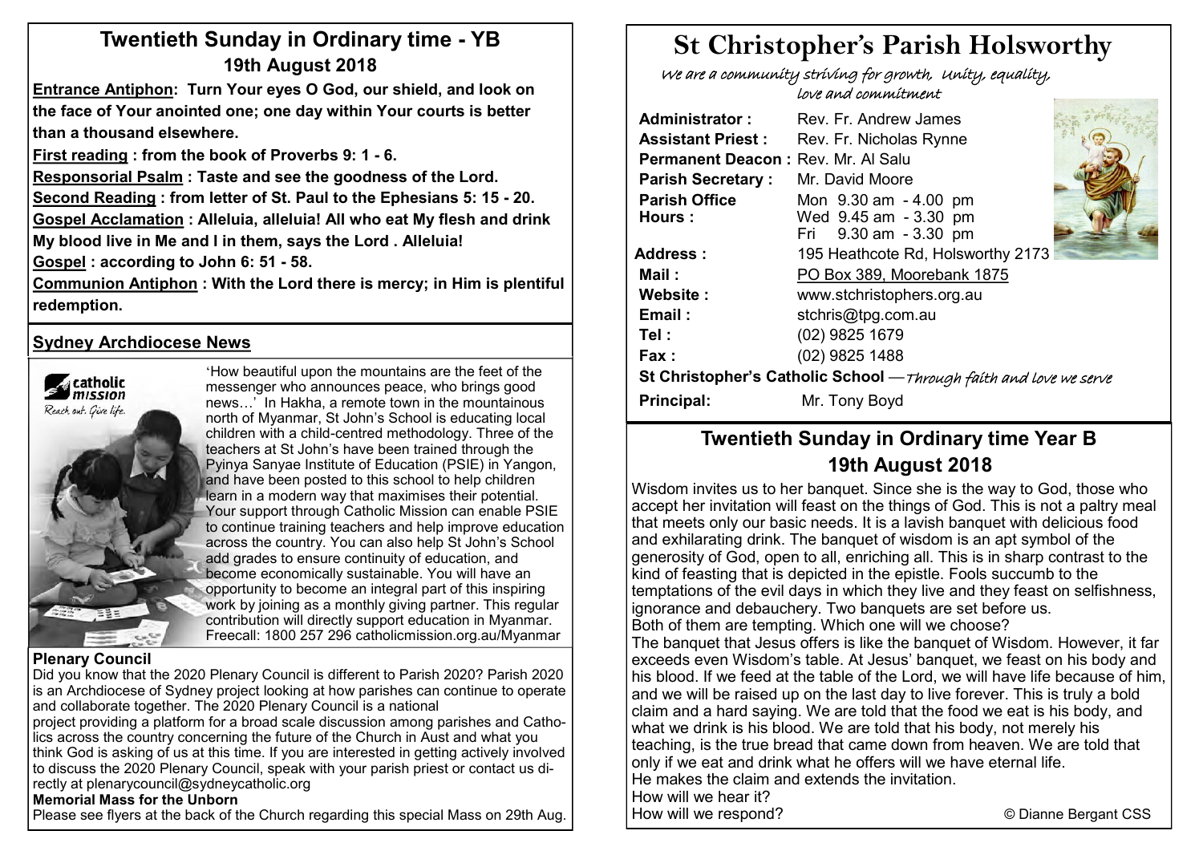## Twentieth Sunday in Ordinary time - YB
### 19th August 2018

**Entrance Antiphon: Turn Your eyes O God, our shield, and look on the face of Your anointed one; one day within Your courts is better than a thousand elsewhere.**

**First reading : from the book of Proverbs 9: 1 - 6.**

**Responsorial Psalm : Taste and see the goodness of the Lord.**

**Second Reading : from letter of St. Paul to the Ephesians 5: 15 - 20.**

**Gospel Acclamation : Alleluia, alleluia! All who eat My flesh and drink My blood live in Me and I in them, says the Lord . Alleluia!**

**Gospel : according to John 6: 51 - 58.**

**Communion Antiphon : With the Lord there is mercy; in Him is plentiful redemption.**

## Sydney Archdiocese News

catholic mission
*Reach out. Give life.*

'How beautiful upon the mountains are the feet of the messenger who announces peace, who brings good news…' In Hakha, a remote town in the mountainous north of Myanmar, St John's School is educating local children with a child-centred methodology. Three of the teachers at St John's have been trained through the Pyinya Sanyae Institute of Education (PSIE) in Yangon, and have been posted to this school to help children learn in a modern way that maximises their potential. Your support through Catholic Mission can enable PSIE to continue training teachers and help improve education across the country. You can also help St John's School add grades to ensure continuity of education, and become economically sustainable. You will have an opportunity to become an integral part of this inspiring work by joining as a monthly giving partner. This regular contribution will directly support education in Myanmar. Freecall: 1800 257 296 catholicmission.org.au/Myanmar

**Plenary Council**

Did you know that the 2020 Plenary Council is different to Parish 2020? Parish 2020 is an Archdiocese of Sydney project looking at how parishes can continue to operate and collaborate together. The 2020 Plenary Council is a national project providing a platform for a broad scale discussion among parishes and Catholics across the country concerning the future of the Church in Aust and what you think God is asking of us at this time. If you are interested in getting actively involved to discuss the 2020 Plenary Council, speak with your parish priest or contact us directly at plenarycouncil@sydneycatholic.org

**Memorial Mass for the Unborn**

Please see flyers at the back of the Church regarding this special Mass on 29th Aug.

# St Christopher's Parish Holsworthy

*We are a community striving for growth, unity, equality, love and commitment*

| | |
|---|---|
| **Administrator :** | Rev. Fr. Andrew James |
| **Assistant Priest :** | Rev. Fr. Nicholas Rynne |
| **Permanent Deacon :** | Rev. Mr. Al Salu |
| **Parish Secretary :** | Mr. David Moore |
| **Parish Office Hours :** | Mon 9.30 am - 4.00 pm<br>Wed 9.45 am - 3.30 pm<br>Fri 9.30 am - 3.30 pm |
| **Address :** | 195 Heathcote Rd, Holsworthy 2173 |
| **Mail :** | PO Box 389, Moorebank 1875 |
| **Website :** | www.stchristophers.org.au |
| **Email :** | stchris@tpg.com.au |
| **Tel :** | (02) 9825 1679 |
| **Fax :** | (02) 9825 1488 |

**St Christopher's Catholic School** —*Through faith and love we serve*

**Principal:** Mr. Tony Boyd

## Twentieth Sunday in Ordinary time Year B
### 19th August 2018

Wisdom invites us to her banquet. Since she is the way to God, those who accept her invitation will feast on the things of God. This is not a paltry meal that meets only our basic needs. It is a lavish banquet with delicious food and exhilarating drink. The banquet of wisdom is an apt symbol of the generosity of God, open to all, enriching all. This is in sharp contrast to the kind of feasting that is depicted in the epistle. Fools succumb to the temptations of the evil days in which they live and they feast on selfishness, ignorance and debauchery. Two banquets are set before us.
Both of them are tempting. Which one will we choose?
The banquet that Jesus offers is like the banquet of Wisdom. However, it far exceeds even Wisdom's table. At Jesus' banquet, we feast on his body and his blood. If we feed at the table of the Lord, we will have life because of him, and we will be raised up on the last day to live forever. This is truly a bold claim and a hard saying. We are told that the food we eat is his body, and what we drink is his blood. We are told that his body, not merely his teaching, is the true bread that came down from heaven. We are told that only if we eat and drink what he offers will we have eternal life.
He makes the claim and extends the invitation.
How will we hear it?
How will we respond?

© Dianne Bergant CSS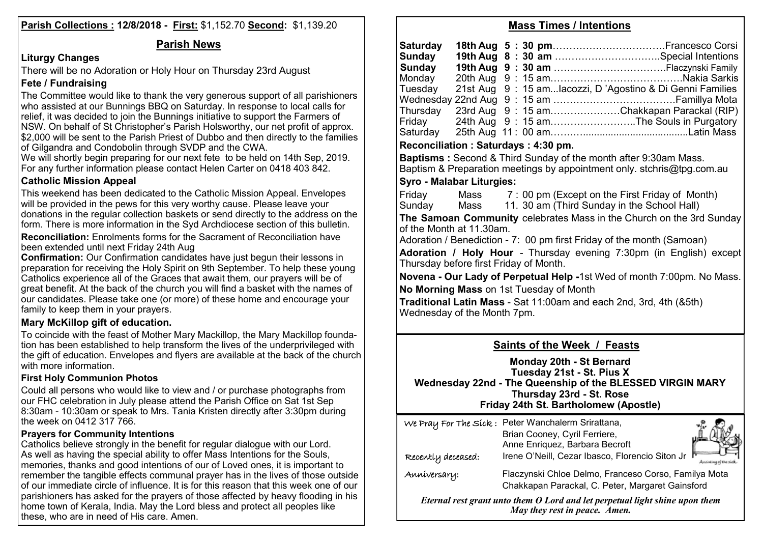**Parish Collections : 12/8/2018 - First:** $1,152.70 **Second:** $1,139.20

## Parish News

### Liturgy Changes

There will be no Adoration or Holy Hour on Thursday 23rd August

### Fete / Fundraising

The Committee would like to thank the very generous support of all parishioners who assisted at our Bunnings BBQ on Saturday. In response to local calls for relief, it was decided to join the Bunnings initiative to support the Farmers of NSW. On behalf of St Christopher's Parish Holsworthy, our net profit of approx. $2,000 will be sent to the Parish Priest of Dubbo and then directly to the families of Gilgandra and Condobolin through SVDP and the CWA.

We will shortly begin preparing for our next fete to be held on 14th Sep, 2019. For any further information please contact Helen Carter on 0418 403 842.

### Catholic Mission Appeal

This weekend has been dedicated to the Catholic Mission Appeal. Envelopes will be provided in the pews for this very worthy cause. Please leave your donations in the regular collection baskets or send directly to the address on the form. There is more information in the Syd Archdiocese section of this bulletin.

**Reconciliation:** Enrolments forms for the Sacrament of Reconciliation have been extended until next Friday 24th Aug

**Confirmation:** Our Confirmation candidates have just begun their lessons in preparation for receiving the Holy Spirit on 9th September. To help these young Catholics experience all of the Graces that await them, our prayers will be of great benefit. At the back of the church you will find a basket with the names of our candidates. Please take one (or more) of these home and encourage your family to keep them in your prayers.

### Mary McKillop gift of education.

To coincide with the feast of Mother Mary Mackillop, the Mary Mackillop foundation has been established to help transform the lives of the underprivileged with the gift of education. Envelopes and flyers are available at the back of the church with more information.

### First Holy Communion Photos

Could all persons who would like to view and / or purchase photographs from our FHC celebration in July please attend the Parish Office on Sat 1st Sep 8:30am - 10:30am or speak to Mrs. Tania Kristen directly after 3:30pm during the week on 0412 317 766.

### Prayers for Community Intentions

Catholics believe strongly in the benefit for regular dialogue with our Lord. As well as having the special ability to offer Mass Intentions for the Souls, memories, thanks and good intentions of our of Loved ones, it is important to remember the tangible effects communal prayer has in the lives of those outside of our immediate circle of influence. It is for this reason that this week one of our parishioners has asked for the prayers of those affected by heavy flooding in his home town of Kerala, India. May the Lord bless and protect all peoples like these, who are in need of His care. Amen.

## Mass Times / Intentions

| | | | |
|---|---|---|---|
| **Saturday** | **18th Aug** | **5 : 30 pm** | Francesco Corsi |
| **Sunday** | **19th Aug** | **8 : 30 am** | Special Intentions |
| **Sunday** | **19th Aug** | **9 : 30 am** | Flaczynski Family |
| Monday | 20th Aug | 9 : 15 am | Nakia Sarkis |
| Tuesday | 21st Aug | 9 : 15 am | Iacozzi, D 'Agostino & Di Genni Families |
| Wednesday | 22nd Aug | 9 : 15 am | Famillya Mota |
| Thursday | 23rd Aug | 9 : 15 am | Chakkapan Parackal (RIP) |
| Friday | 24th Aug | 9 : 15 am | The Souls in Purgatory |
| Saturday | 25th Aug | 11 : 00 am | Latin Mass |

**Reconciliation : Saturdays : 4:30 pm.**

**Baptisms :** Second & Third Sunday of the month after 9:30am Mass. Baptism & Preparation meetings by appointment only. stchris@tpg.com.au

**Syro - Malabar Liturgies:**

Friday Mass 7 : 00 pm (Except on the First Friday of Month)
Sunday Mass 11. 30 am (Third Sunday in the School Hall)

**The Samoan Community** celebrates Mass in the Church on the 3rd Sunday of the Month at 11.30am.

Adoration / Benediction - 7: 00 pm first Friday of the month (Samoan)

**Adoration / Holy Hour** - Thursday evening 7:30pm (in English) except Thursday before first Friday of Month.

**Novena - Our Lady of Perpetual Help -**1st Wed of month 7:00pm. No Mass.

**No Morning Mass** on 1st Tuesday of Month

**Traditional Latin Mass** - Sat 11:00am and each 2nd, 3rd, 4th (&5th) Wednesday of the Month 7pm.

## Saints of the Week / Feasts

**Monday 20th - St Bernard**
**Tuesday 21st - St. Pius X**
**Wednesday 22nd - The Queenship of the BLESSED VIRGIN MARY**
**Thursday 23rd - St. Rose**
**Friday 24th St. Bartholomew (Apostle)**

We Pray For The Sick : Peter Wanchalerm Srirattana, Brian Cooney, Cyril Ferriere, Anne Enriquez, Barbara Becroft

Recently deceased: Irene O'Neill, Cezar Ibasco, Florencio Siton Jr

Anniversary: Flaczynski Chloe Delmo, Franceso Corso, Familya Mota, Chakkapan Parackal, C. Peter, Margaret Gainsford

*Eternal rest grant unto them O Lord and let perpetual light shine upon them*
*May they rest in peace. Amen.*